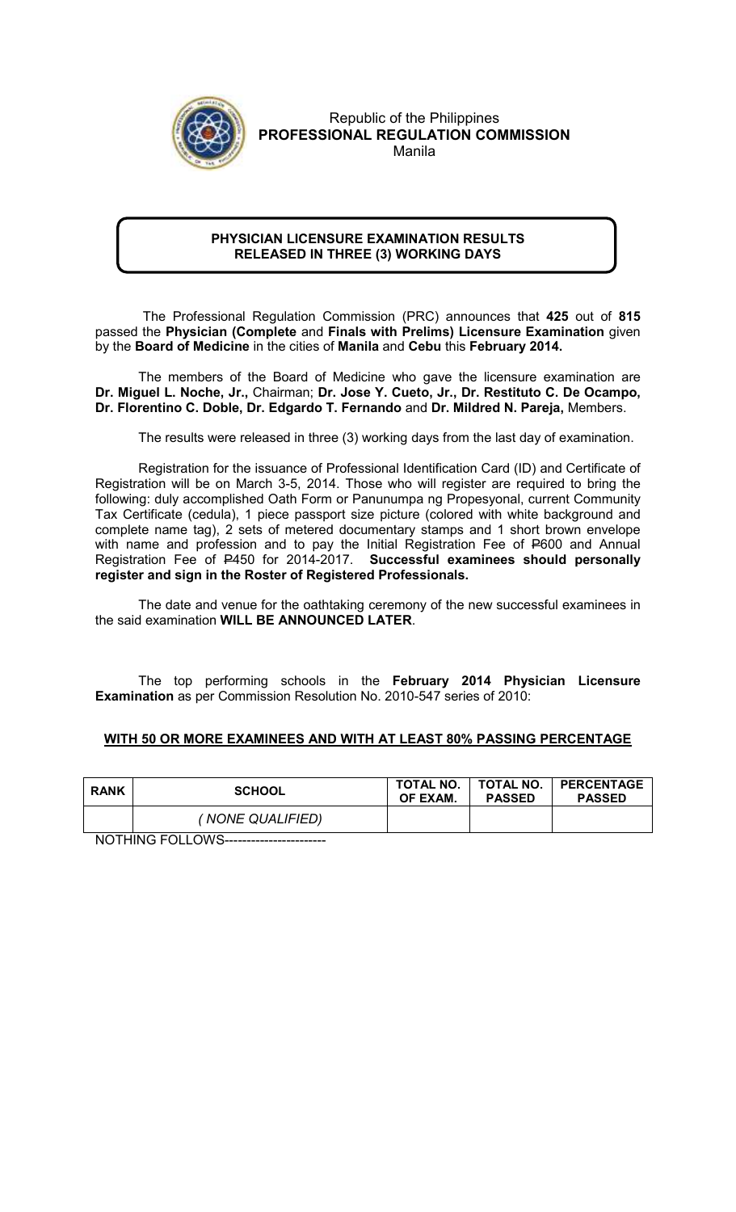Republic of the Philippines
**PROFESSIONAL REGULATION COMMISSION**
Manila

## PHYSICIAN LICENSURE EXAMINATION RESULTS RELEASED IN THREE (3) WORKING DAYS

The Professional Regulation Commission (PRC) announces that **425** out of **815** passed the **Physician (Complete** and **Finals with Prelims) Licensure Examination** given by the **Board of Medicine** in the cities of **Manila** and **Cebu** this **February 2014.**

The members of the Board of Medicine who gave the licensure examination are **Dr. Miguel L. Noche, Jr.,** Chairman; **Dr. Jose Y. Cueto, Jr., Dr. Restituto C. De Ocampo, Dr. Florentino C. Doble, Dr. Edgardo T. Fernando** and **Dr. Mildred N. Pareja,** Members.

The results were released in three (3) working days from the last day of examination.

Registration for the issuance of Professional Identification Card (ID) and Certificate of Registration will be on March 3-5, 2014. Those who will register are required to bring the following: duly accomplished Oath Form or Panunumpa ng Propesyonal, current Community Tax Certificate (cedula), 1 piece passport size picture (colored with white background and complete name tag), 2 sets of metered documentary stamps and 1 short brown envelope with name and profession and to pay the Initial Registration Fee of ₱600 and Annual Registration Fee of ₱450 for 2014-2017. **Successful examinees should personally register and sign in the Roster of Registered Professionals.**

The date and venue for the oathtaking ceremony of the new successful examinees in the said examination **WILL BE ANNOUNCED LATER**.

The top performing schools in the **February 2014 Physician Licensure Examination** as per Commission Resolution No. 2010-547 series of 2010:

**WITH 50 OR MORE EXAMINEES AND WITH AT LEAST 80% PASSING PERCENTAGE**

| RANK | SCHOOL | TOTAL NO. OF EXAM. | TOTAL NO. PASSED | PERCENTAGE PASSED |
|---|---|---|---|---|
| | *( NONE QUALIFIED)* | | | |

NOTHING FOLLOWS----------------------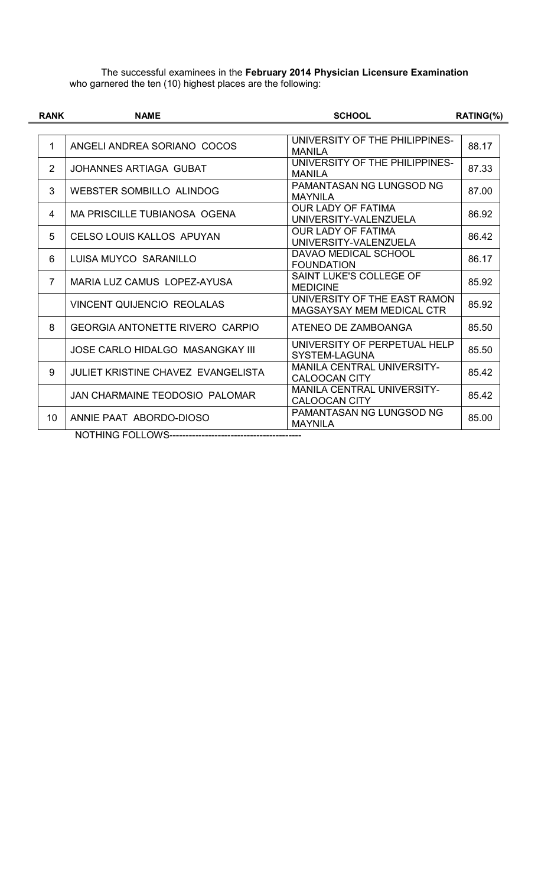The successful examinees in the **February 2014 Physician Licensure Examination** who garnered the ten (10) highest places are the following:

| RANK | NAME | SCHOOL | RATING(%) |
|---|---|---|---|
| 1 | ANGELI ANDREA SORIANO COCOS | UNIVERSITY OF THE PHILIPPINES-MANILA | 88.17 |
| 2 | JOHANNES ARTIAGA GUBAT | UNIVERSITY OF THE PHILIPPINES-MANILA | 87.33 |
| 3 | WEBSTER SOMBILLO ALINDOG | PAMANTASAN NG LUNGSOD NG MAYNILA | 87.00 |
| 4 | MA PRISCILLE TUBIANOSA OGENA | OUR LADY OF FATIMA UNIVERSITY-VALENZUELA | 86.92 |
| 5 | CELSO LOUIS KALLOS APUYAN | OUR LADY OF FATIMA UNIVERSITY-VALENZUELA | 86.42 |
| 6 | LUISA MUYCO SARANILLO | DAVAO MEDICAL SCHOOL FOUNDATION | 86.17 |
| 7 | MARIA LUZ CAMUS LOPEZ-AYUSA | SAINT LUKE'S COLLEGE OF MEDICINE | 85.92 |
| | VINCENT QUIJENCIO REOLALAS | UNIVERSITY OF THE EAST RAMON MAGSAYSAY MEM MEDICAL CTR | 85.92 |
| 8 | GEORGIA ANTONETTE RIVERO CARPIO | ATENEO DE ZAMBOANGA | 85.50 |
| | JOSE CARLO HIDALGO MASANGKAY III | UNIVERSITY OF PERPETUAL HELP SYSTEM-LAGUNA | 85.50 |
| 9 | JULIET KRISTINE CHAVEZ EVANGELISTA | MANILA CENTRAL UNIVERSITY-CALOOCAN CITY | 85.42 |
| | JAN CHARMAINE TEODOSIO PALOMAR | MANILA CENTRAL UNIVERSITY-CALOOCAN CITY | 85.42 |
| 10 | ANNIE PAAT ABORDO-DIOSO | PAMANTASAN NG LUNGSOD NG MAYNILA | 85.00 |

NOTHING FOLLOWS----------------------------------------